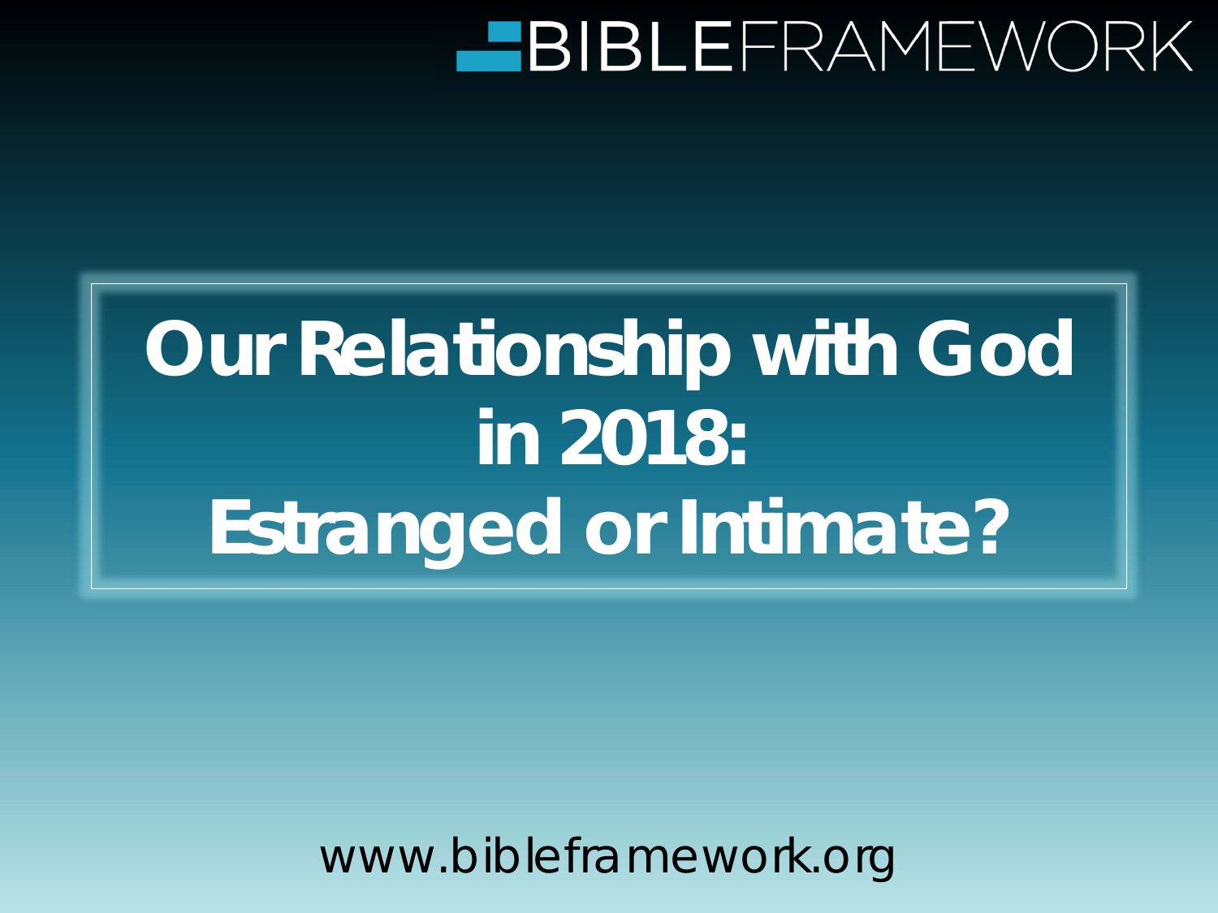BIBLEFRAMEWORK

# Our Relationship with God in 2018: Estranged or Intimate?

www.bibleframework.org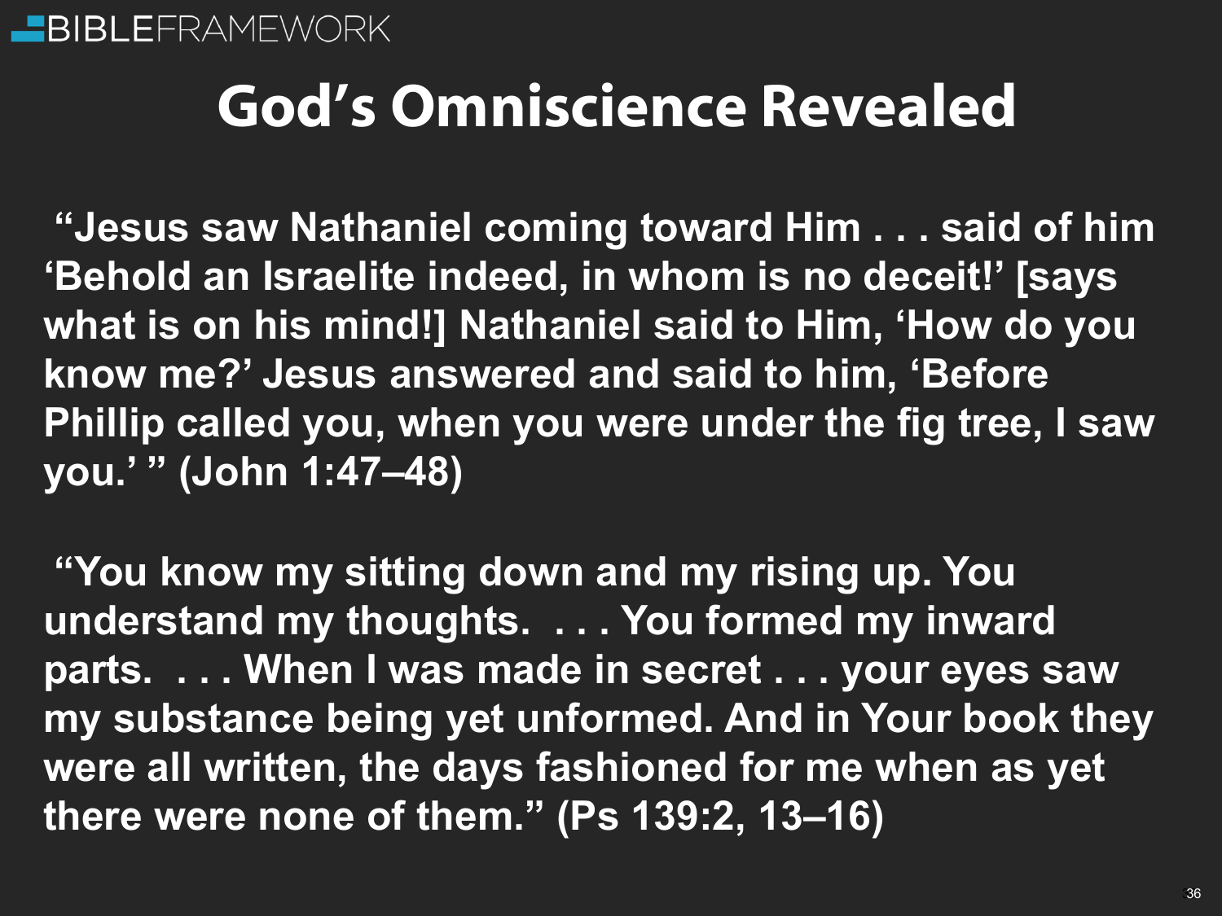# God's Omniscience Revealed

**"Jesus saw Nathaniel coming toward Him . . . said of him 'Behold an Israelite indeed, in whom is no deceit!' [says what is on his mind!] Nathaniel said to Him, 'How do you know me?' Jesus answered and said to him, 'Before Phillip called you, when you were under the fig tree, I saw you.' " (John 1:47–48)**

**"You know my sitting down and my rising up. You understand my thoughts. . . . You formed my inward parts. . . . When I was made in secret . . . your eyes saw my substance being yet unformed. And in Your book they were all written, the days fashioned for me when as yet there were none of them." (Ps 139:2, 13–16)**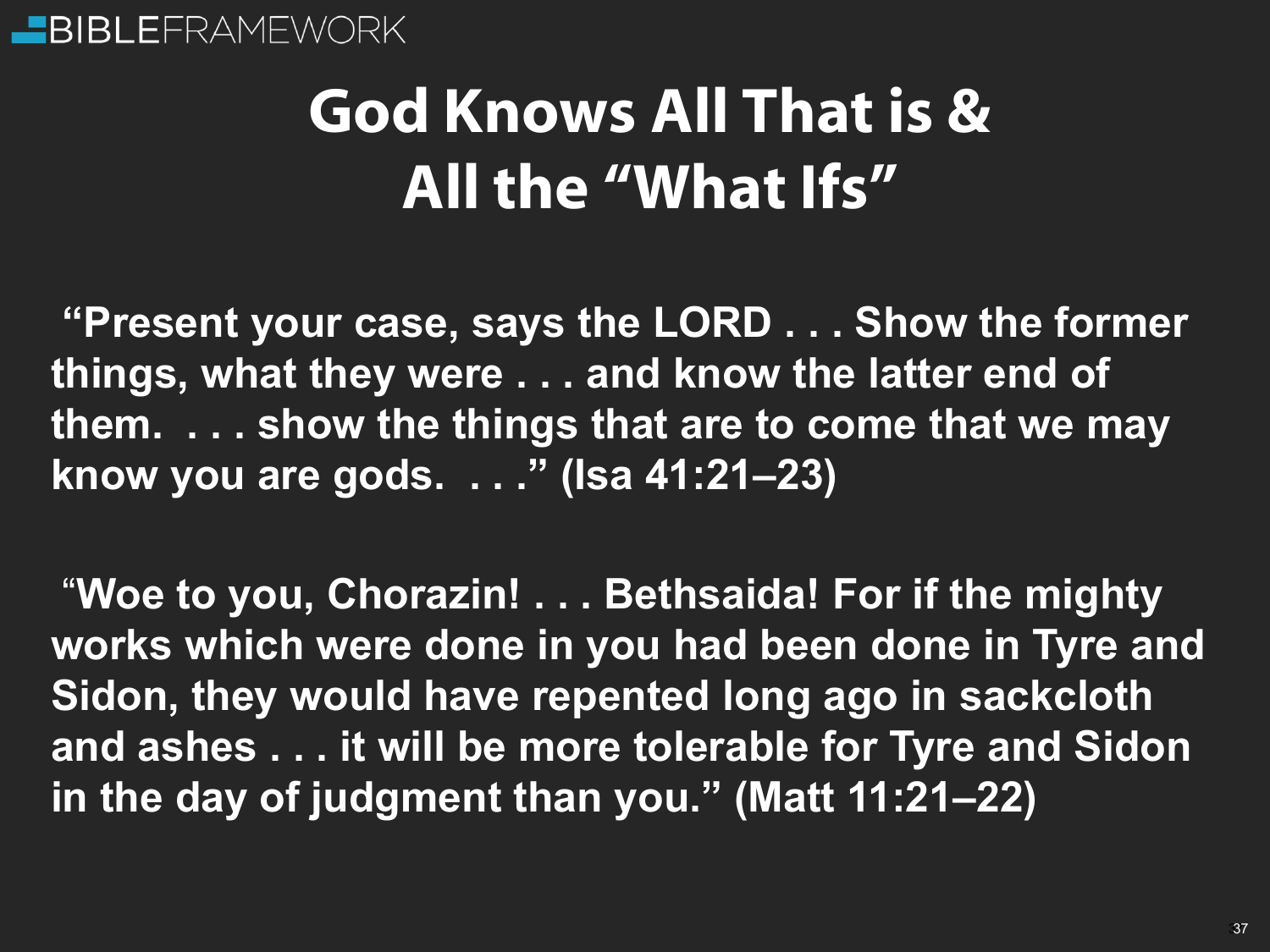# God Knows All That is & All the "What Ifs"

**"Present your case, says the LORD . . . Show the former things, what they were . . . and know the latter end of them. . . . show the things that are to come that we may know you are gods. . . ." (Isa 41:21–23)**

**"Woe to you, Chorazin! . . . Bethsaida! For if the mighty works which were done in you had been done in Tyre and Sidon, they would have repented long ago in sackcloth and ashes . . . it will be more tolerable for Tyre and Sidon in the day of judgment than you." (Matt 11:21–22)**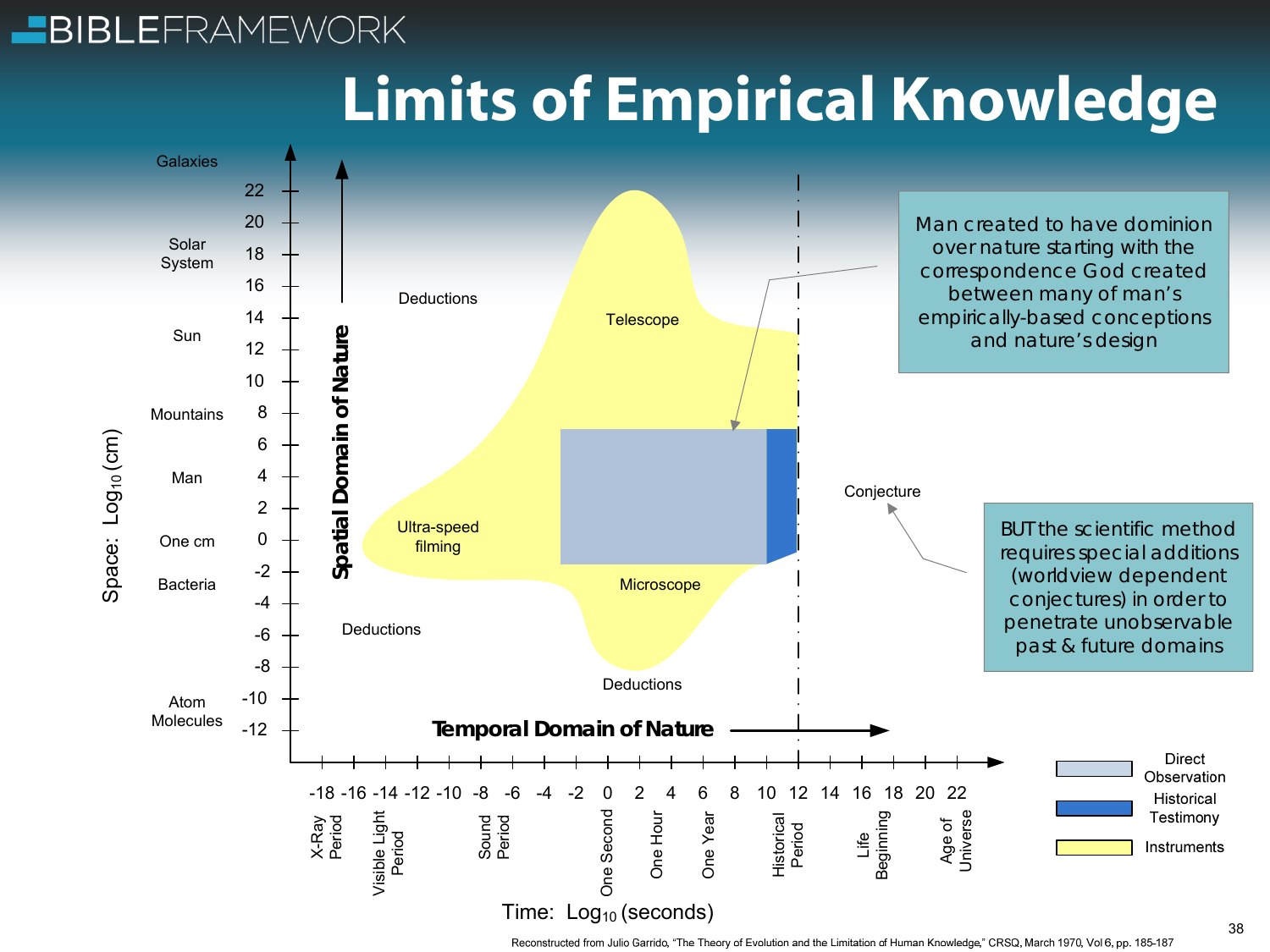# Limits of Empirical Knowledge

Galaxies

Solar System

Sun

Mountains

Man

One cm

Bacteria

Atom Molecules

Space: $\text{Log}_{10}$ (cm)

22, 20, 18, 16, 14, 12, 10, 8, 6, 4, 2, 0, -2, -4, -6, -8, -10, -12

**Spatial Domain of Nature**

Deductions

Telescope

Ultra-speed filming

Microscope

Deductions

Deductions

Conjecture

**Temporal Domain of Nature**

-18, -16, -14, -12, -10, -8, -6, -4, -2, 0, 2, 4, 6, 8, 10, 12, 14, 16, 18, 20, 22

X-Ray Period

Visible Light Period

Sound Period

One Second

One Hour

One Year

Historical Period

Life Beginning

Age of Universe

Time: $\text{Log}_{10}$ (seconds)

Man created to have dominion over nature starting with the correspondence God created between many of man's empirically-based conceptions and nature's design

BUT the scientific method requires special additions (worldview dependent conjectures) in order to penetrate unobservable past & future domains

Direct Observation

Historical Testimony

Instruments

Reconstructed from Julio Garrido, "The Theory of Evolution and the Limitation of Human Knowledge," CRSQ, March 1970, Vol 6, pp. 185-187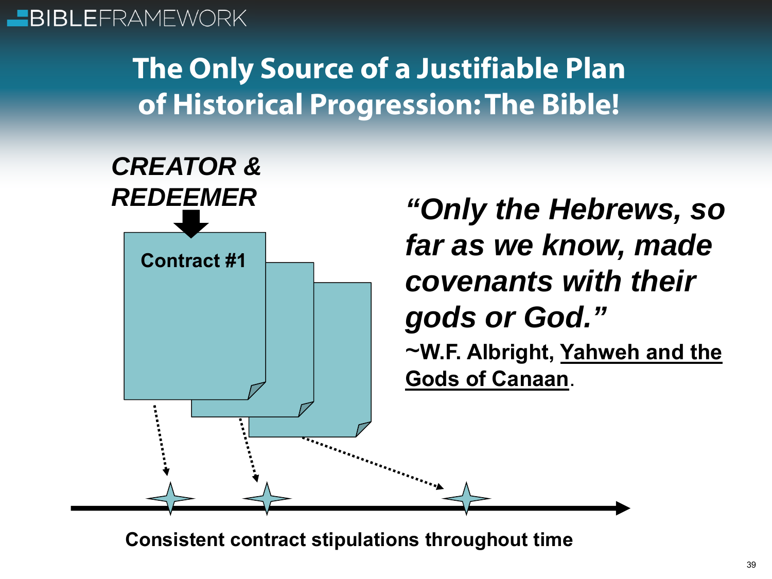# The Only Source of a Justifiable Plan of Historical Progression: The Bible!

***CREATOR & REDEEMER***

**Contract #1**

***"Only the Hebrews, so far as we know, made covenants with their gods or God."***

**~W.F. Albright, Yahweh and the Gods of Canaan.**

**Consistent contract stipulations throughout time**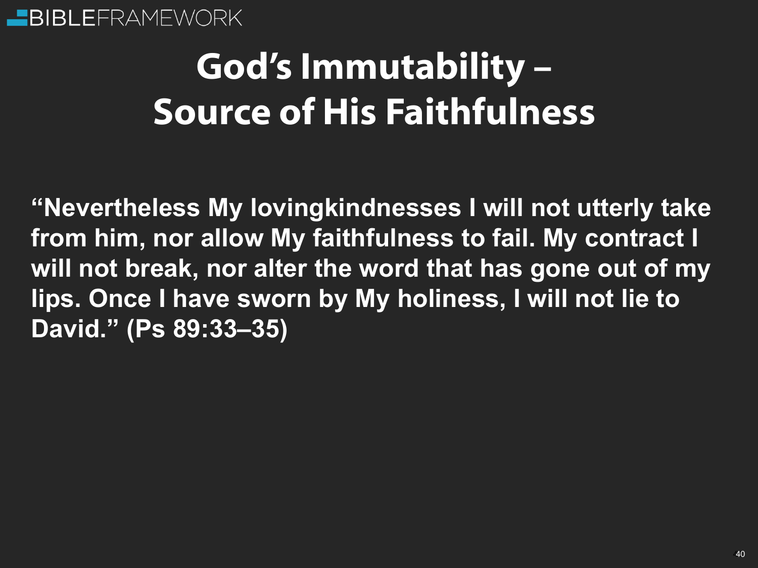# God's Immutability – Source of His Faithfulness

**"Nevertheless My lovingkindnesses I will not utterly take from him, nor allow My faithfulness to fail. My contract I will not break, nor alter the word that has gone out of my lips. Once I have sworn by My holiness, I will not lie to David." (Ps 89:33–35)**